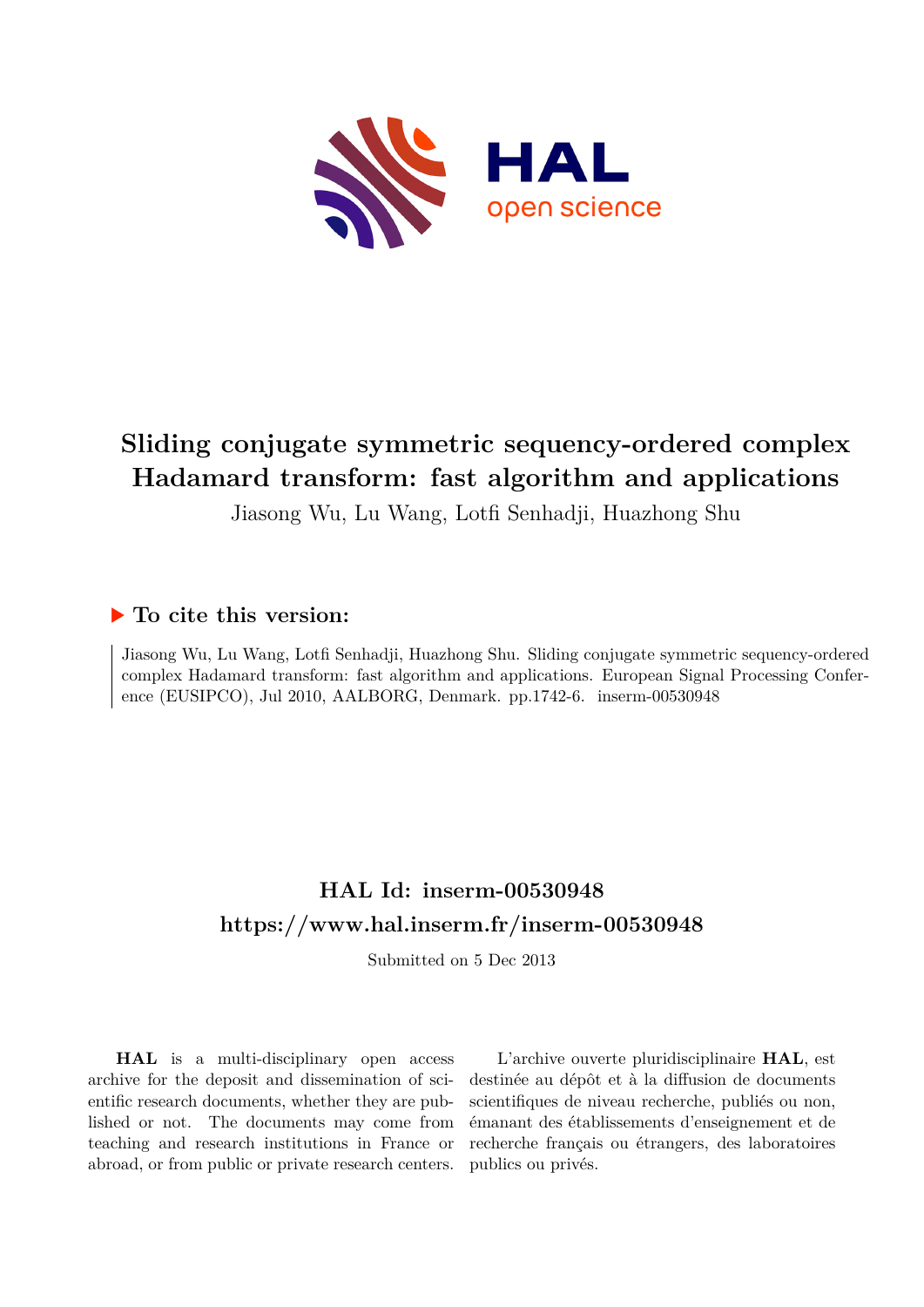# Sliding conjugate symmetric sequency-ordered complex Hadamard transform: fast algorithm and applications

Jiasong Wu, Lu Wang, Lotfi Senhadji, Huazhong Shu

## ▶ To cite this version:

Jiasong Wu, Lu Wang, Lotfi Senhadji, Huazhong Shu. Sliding conjugate symmetric sequency-ordered complex Hadamard transform: fast algorithm and applications. European Signal Processing Conference (EUSIPCO), Jul 2010, AALBORG, Denmark. pp.1742-6. inserm-00530948

## HAL Id: inserm-00530948
## https://www.hal.inserm.fr/inserm-00530948

Submitted on 5 Dec 2013

**HAL** is a multi-disciplinary open access archive for the deposit and dissemination of scientific research documents, whether they are published or not. The documents may come from teaching and research institutions in France or abroad, or from public or private research centers.

L'archive ouverte pluridisciplinaire **HAL**, est destinée au dépôt et à la diffusion de documents scientifiques de niveau recherche, publiés ou non, émanant des établissements d'enseignement et de recherche français ou étrangers, des laboratoires publics ou privés.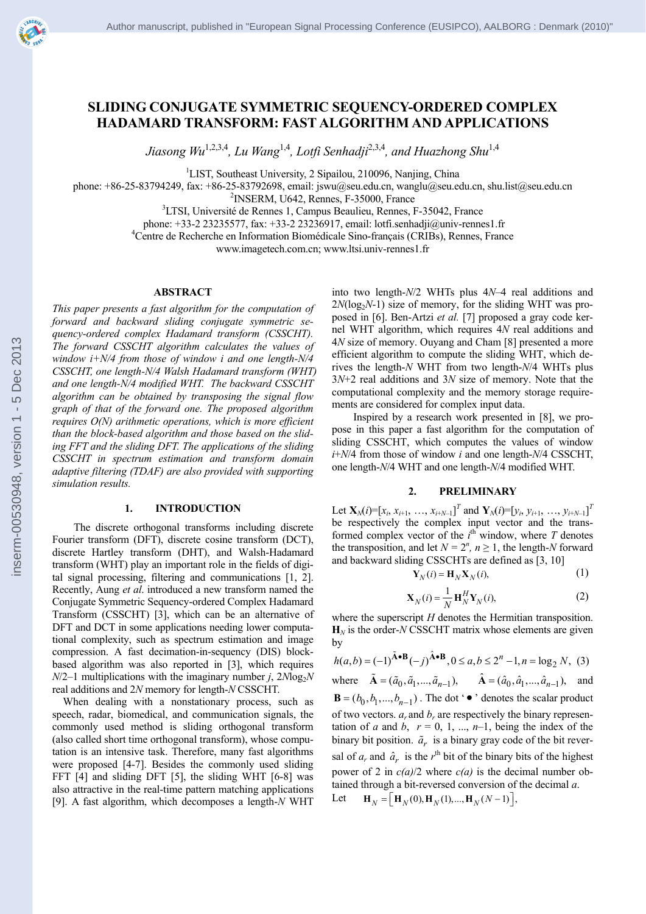# SLIDING CONJUGATE SYMMETRIC SEQUENCY-ORDERED COMPLEX HADAMARD TRANSFORM: FAST ALGORITHM AND APPLICATIONS

*Jiasong Wu*[1,2,3,4], *Lu Wang*[1,4], *Lotfi Senhadji*[2,3,4], *and Huazhong Shu*[1,4]

[1]LIST, Southeast University, 2 Sipailou, 210096, Nanjing, China
phone: +86-25-83794249, fax: +86-25-83792698, email: jswu@seu.edu.cn, wanglu@seu.edu.cn, shu.list@seu.edu.cn
[2]INSERM, U642, Rennes, F-35000, France
[3]LTSI, Université de Rennes 1, Campus Beaulieu, Rennes, F-35042, France
phone: +33-2 23235577, fax: +33-2 23236917, email: lotfi.senhadji@univ-rennes1.fr
[4]Centre de Recherche en Information Biomédicale Sino-français (CRIBs), Rennes, France
www.imagetech.com.cn; www.ltsi.univ-rennes1.fr

## ABSTRACT

*This paper presents a fast algorithm for the computation of forward and backward sliding conjugate symmetric sequency-ordered complex Hadamard transform (CSSCHT). The forward CSSCHT algorithm calculates the values of window i+N/4 from those of window i and one length-N/4 CSSCHT, one length-N/4 Walsh Hadamard transform (WHT) and one length-N/4 modified WHT. The backward CSSCHT algorithm can be obtained by transposing the signal flow graph of that of the forward one. The proposed algorithm requires O(N) arithmetic operations, which is more efficient than the block-based algorithm and those based on the sliding FFT and the sliding DFT. The applications of the sliding CSSCHT in spectrum estimation and transform domain adaptive filtering (TDAF) are also provided with supporting simulation results.*

## 1. INTRODUCTION

The discrete orthogonal transforms including discrete Fourier transform (DFT), discrete cosine transform (DCT), discrete Hartley transform (DHT), and Walsh-Hadamard transform (WHT) play an important role in the fields of digital signal processing, filtering and communications [1, 2]. Recently, Aung *et al.* introduced a new transform named the Conjugate Symmetric Sequency-ordered Complex Hadamard Transform (CSSCHT) [3], which can be an alternative of DFT and DCT in some applications needing lower computational complexity, such as spectrum estimation and image compression. A fast decimation-in-sequency (DIS) block-based algorithm was also reported in [3], which requires $N/2–1$ multiplications with the imaginary number $j$, $2N\log_2 N$ real additions and $2N$ memory for length-$N$ CSSCHT.

When dealing with a nonstationary process, such as speech, radar, biomedical, and communication signals, the commonly used method is sliding orthogonal transform (also called short time orthogonal transform), whose computation is an intensive task. Therefore, many fast algorithms were proposed [4-7]. Besides the commonly used sliding FFT [4] and sliding DFT [5], the sliding WHT [6-8] was also attractive in the real-time pattern matching applications [9]. A fast algorithm, which decomposes a length-$N$ WHT into two length-$N/2$ WHTs plus $4N–4$ real additions and $2N(\log_2 N-1)$ size of memory, for the sliding WHT was proposed in [6]. Ben-Artzi *et al.* [7] proposed a gray code kernel WHT algorithm, which requires $4N$ real additions and $4N$ size of memory. Ouyang and Cham [8] presented a more efficient algorithm to compute the sliding WHT, which derives the length-$N$ WHT from two length-$N/4$ WHTs plus $3N+2$ real additions and $3N$ size of memory. Note that the computational complexity and the memory storage requirements are considered for complex input data.

Inspired by a research work presented in [8], we propose in this paper a fast algorithm for the computation of sliding CSSCHT, which computes the values of window $i+N/4$ from those of window $i$ and one length-$N/4$ CSSCHT, one length-$N/4$ WHT and one length-$N/4$ modified WHT.

## 2. PRELIMINARY

Let $\mathbf{X}_N(i)=[x_i, x_{i+1}, \ldots, x_{i+N-1}]^T$ and $\mathbf{Y}_N(i)=[y_i, y_{i+1}, \ldots, y_{i+N-1}]^T$ be respectively the complex input vector and the transformed complex vector of the $i^{\text{th}}$ window, where $T$ denotes the transposition, and let $N = 2^n$, $n \geq 1$, the length-$N$ forward and backward sliding CSSCHTs are defined as [3, 10]

$$\mathbf{Y}_N(i) = \mathbf{H}_N \mathbf{X}_N(i), \tag{1}$$

$$\mathbf{X}_N(i) = \frac{1}{N}\mathbf{H}_N^H \mathbf{Y}_N(i), \tag{2}$$

where the superscript $H$ denotes the Hermitian transposition. $\mathbf{H}_N$ is the order-$N$ CSSCHT matrix whose elements are given by

$$h(a,b) = (-1)^{\tilde{\mathbf{A}}\bullet\mathbf{B}}(-j)^{\hat{\mathbf{A}}\bullet\mathbf{B}}, 0 \leq a,b \leq 2^n - 1, n = \log_2 N, \tag{3}$$

where $\tilde{\mathbf{A}} = (\tilde{a}_0, \tilde{a}_1, \ldots, \tilde{a}_{n-1})$, $\hat{\mathbf{A}} = (\hat{a}_0, \hat{a}_1, \ldots, \hat{a}_{n-1})$, and $\mathbf{B} = (b_0, b_1, \ldots, b_{n-1})$. The dot '$\bullet$' denotes the scalar product of two vectors. $a_r$ and $b_r$ are respectively the binary representation of $a$ and $b$, $r = 0, 1, \ldots, n–1$, being the index of the binary bit position. $\tilde{a}_r$ is a binary gray code of the bit reversal of $a_r$ and $\hat{a}_r$ is the $r^{\text{th}}$ bit of the binary bits of the highest power of 2 in $c(a)/2$ where $c(a)$ is the decimal number obtained through a bit-reversed conversion of the decimal $a$.

Let $\mathbf{H}_N = \left[\mathbf{H}_N(0), \mathbf{H}_N(1), \ldots, \mathbf{H}_N(N-1)\right]$,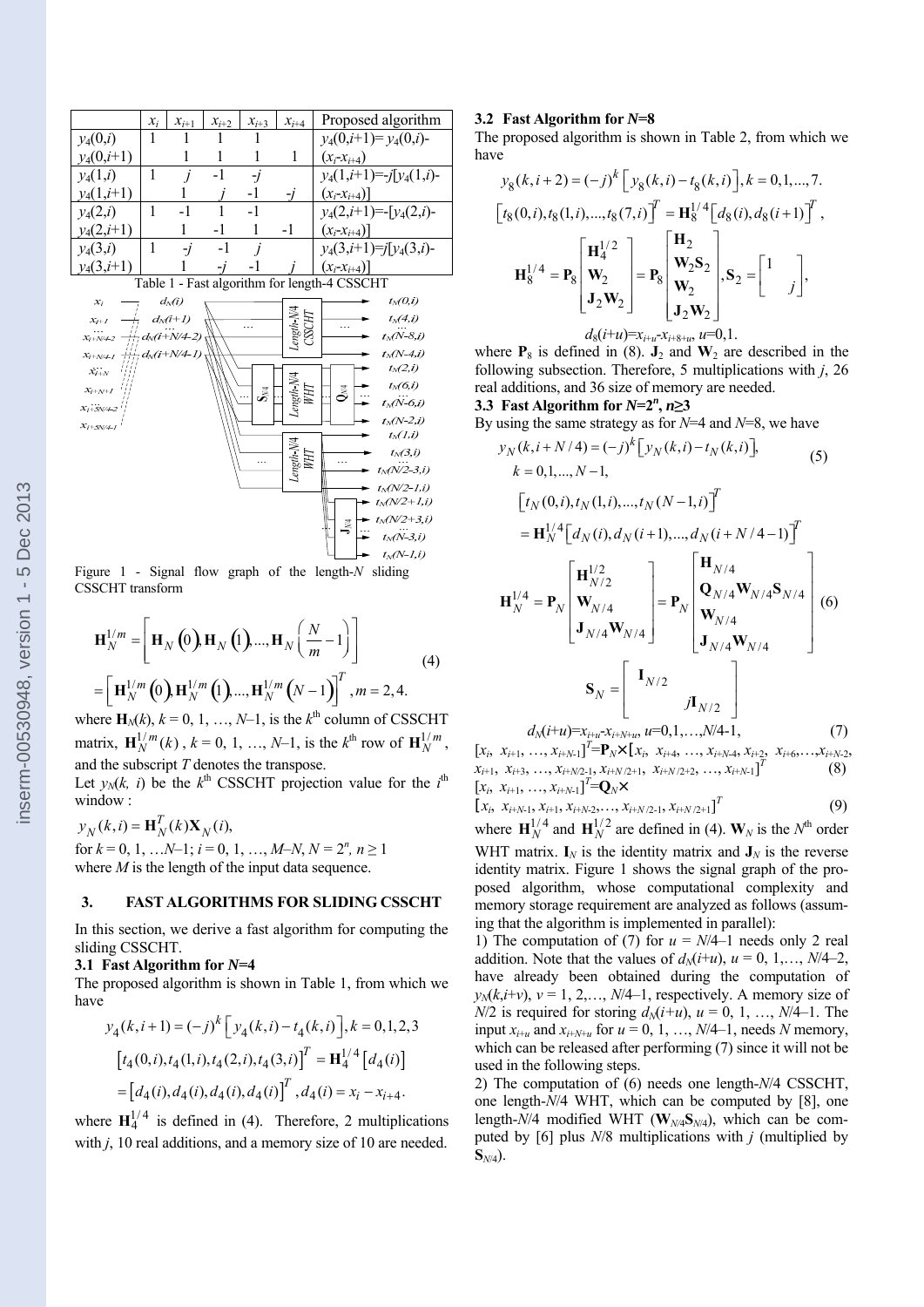|  | $x_i$ | $x_{i+1}$ | $x_{i+2}$ | $x_{i+3}$ | $x_{i+4}$ | Proposed algorithm |
|---|---|---|---|---|---|---|
| $y_4(0,i)$ | 1 | 1 | 1 | 1 |  | $y_4(0,i+1)= y_4(0,i)$- |
| $y_4(0,i+1)$ |  | 1 | 1 | 1 | 1 | $(x_i$-$x_{i+4})$ |
| $y_4(1,i)$ | 1 | $j$ | -1 | $-j$ |  | $y_4(1,i+1)$=-$j[y_4(1,i)$- |
| $y_4(1,i+1)$ |  | 1 | $j$ | -1 | $-j$ | $(x_i$-$x_{i+4})]$ |
| $y_4(2,i)$ | 1 | -1 | 1 | -1 |  | $y_4(2,i+1)$=-$[y_4(2,i)$- |
| $y_4(2,i+1)$ |  | 1 | -1 | 1 | -1 | $(x_i$-$x_{i+4})]$ |
| $y_4(3,i)$ | 1 | $-j$ | -1 | $j$ |  | $y_4(3,i+1)$=$j[y_4(3,i)$- |
| $y_4(3,i+1)$ |  | 1 | $-j$ | -1 | $j$ | $(x_i$-$x_{i+4})]$ |

Table 1 - Fast algorithm for length-4 CSSCHT

Figure 1 - Signal flow graph of the length-$N$ sliding CSSCHT transform

$$
\mathbf{H}_N^{1/m} = \left[ \mathbf{H}_N(0), \mathbf{H}_N(1), ..., \mathbf{H}_N\left(\frac{N}{m}-1\right) \right]
= \left[ \mathbf{H}_N^{1/m}(0), \mathbf{H}_N^{1/m}(1), ..., \mathbf{H}_N^{1/m}(N-1) \right]^T, m = 2, 4. \quad (4)
$$

where $\mathbf{H}_N(k)$, $k = 0, 1, \ldots, N$–1, is the $k^{\text{th}}$ column of CSSCHT matrix, $\mathbf{H}_N^{1/m}(k)$, $k = 0, 1, \ldots, N$–1, is the $k^{\text{th}}$ row of $\mathbf{H}_N^{1/m}$, and the subscript $T$ denotes the transpose.

Let $y_N(k, i)$ be the $k^{\text{th}}$ CSSCHT projection value for the $i^{\text{th}}$ window :

$$y_N(k,i) = \mathbf{H}_N^T(k)\mathbf{X}_N(i),$$

for $k = 0, 1, \ldots N$–1; $i = 0, 1, \ldots, M$–$N$, $N = 2^n$, $n \geq 1$ where $M$ is the length of the input data sequence.

## 3. FAST ALGORITHMS FOR SLIDING CSSCHT

In this section, we derive a fast algorithm for computing the sliding CSSCHT.

### 3.1 Fast Algorithm for $N$=4

The proposed algorithm is shown in Table 1, from which we have

$$y_4(k,i+1) = (-j)^k \left[ y_4(k,i) - t_4(k,i) \right], k = 0,1,2,3$$

$$\left[ t_4(0,i), t_4(1,i), t_4(2,i), t_4(3,i) \right]^T = \mathbf{H}_4^{1/4}\left[ d_4(i) \right]$$

$$= \left[ d_4(i), d_4(i), d_4(i), d_4(i) \right]^T, d_4(i) = x_i - x_{i+4}.$$

where $\mathbf{H}_4^{1/4}$ is defined in (4). Therefore, 2 multiplications with $j$, 10 real additions, and a memory size of 10 are needed.

### 3.2 Fast Algorithm for $N$=8

The proposed algorithm is shown in Table 2, from which we have

$$y_8(k,i+2) = (-j)^k \left[ y_8(k,i) - t_8(k,i) \right], k = 0,1,...,7.$$

$$\left[ t_8(0,i), t_8(1,i), ..., t_8(7,i) \right]^T = \mathbf{H}_8^{1/4}\left[ d_8(i), d_8(i+1) \right]^T,$$

$$\mathbf{H}_8^{1/4} = \mathbf{P}_8 \begin{bmatrix} \mathbf{H}_4^{1/2} \\ \mathbf{W}_2 \\ \mathbf{J}_2\mathbf{W}_2 \end{bmatrix} = \mathbf{P}_8 \begin{bmatrix} \mathbf{H}_2 \\ \mathbf{W}_2\mathbf{S}_2 \\ \mathbf{W}_2 \\ \mathbf{J}_2\mathbf{W}_2 \end{bmatrix}, \mathbf{S}_2 = \begin{bmatrix} 1 & \\ & j \end{bmatrix},$$

$$d_8(i+u) = x_{i+u} - x_{i+8+u}, \; u=0,1.$$

where $\mathbf{P}_8$ is defined in (8). $\mathbf{J}_2$ and $\mathbf{W}_2$ are described in the following subsection. Therefore, 5 multiplications with $j$, 26 real additions, and 36 size of memory are needed.

### 3.3 Fast Algorithm for $N=2^n$, $n \geq 3$

By using the same strategy as for $N$=4 and $N$=8, we have

$$y_N(k,i+N/4) = (-j)^k \left[ y_N(k,i) - t_N(k,i) \right], \quad k = 0,1,...,N-1, \quad (5)$$

$$\left[ t_N(0,i), t_N(1,i), ..., t_N(N-1,i) \right]^T = \mathbf{H}_N^{1/4}\left[ d_N(i), d_N(i+1), ..., d_N(i+N/4-1) \right]^T$$

$$\mathbf{H}_N^{1/4} = \mathbf{P}_N \begin{bmatrix} \mathbf{H}_{N/2}^{1/2} \\ \mathbf{W}_{N/4} \\ \mathbf{J}_{N/4}\mathbf{W}_{N/4} \end{bmatrix} = \mathbf{P}_N \begin{bmatrix} \mathbf{H}_{N/4} \\ \mathbf{Q}_{N/4}\mathbf{W}_{N/4}\mathbf{S}_{N/4} \\ \mathbf{W}_{N/4} \\ \mathbf{J}_{N/4}\mathbf{W}_{N/4} \end{bmatrix} \quad (6)$$

$$\mathbf{S}_N = \begin{bmatrix} \mathbf{I}_{N/2} & \\ & j\mathbf{I}_{N/2} \end{bmatrix}$$

$$d_N(i+u) = x_{i+u} - x_{i+N+u}, \; u=0,1,\ldots,N/4-1, \quad (7)$$

$$[x_i, \; x_{i+1}, \ldots, x_{i+N-1}]^T = \mathbf{P}_N \times [x_i, \; x_{i+4}, \ldots, x_{i+N-4}, x_{i+2}, \; x_{i+6}, \ldots, x_{i+N-2}, x_{i+1}, \; x_{i+3}, \ldots, x_{i+N/2-1}, x_{i+N/2+1}, \; x_{i+N/2+2}, \ldots, x_{i+N-1}]^T \quad (8)$$

$$[x_i, \; x_{i+1}, \ldots, x_{i+N-1}]^T = \mathbf{Q}_N \times [x_i, \; x_{i+N-1}, x_{i+1}, x_{i+N-2}, \ldots, x_{i+N/2-1}, x_{i+N/2+1}]^T \quad (9)$$

where $\mathbf{H}_N^{1/4}$ and $\mathbf{H}_N^{1/2}$ are defined in (4). $\mathbf{W}_N$ is the $N^{\text{th}}$ order WHT matrix. $\mathbf{I}_N$ is the identity matrix and $\mathbf{J}_N$ is the reverse identity matrix. Figure 1 shows the signal graph of the proposed algorithm, whose computational complexity and memory storage requirement are analyzed as follows (assuming that the algorithm is implemented in parallel):

1) The computation of (7) for $u = N/4$–1 needs only 2 real addition. Note that the values of $d_N(i+u)$, $u = 0, 1,\ldots, N/4$–2, have already been obtained during the computation of $y_N(k,i+v)$, $v = 1, 2,\ldots, N/4$–1, respectively. A memory size of $N/2$ is required for storing $d_N(i+u)$, $u = 0, 1, \ldots, N/4$–1. The input $x_{i+u}$ and $x_{i+N+u}$ for $u = 0, 1, \ldots, N/4$–1, needs $N$ memory, which can be released after performing (7) since it will not be used in the following steps.

2) The computation of (6) needs one length-$N/4$ CSSCHT, one length-$N/4$ WHT, which can be computed by [8], one length-$N/4$ modified WHT ($\mathbf{W}_{N/4}\mathbf{S}_{N/4}$), which can be computed by [6] plus $N/8$ multiplications with $j$ (multiplied by $\mathbf{S}_{N/4}$).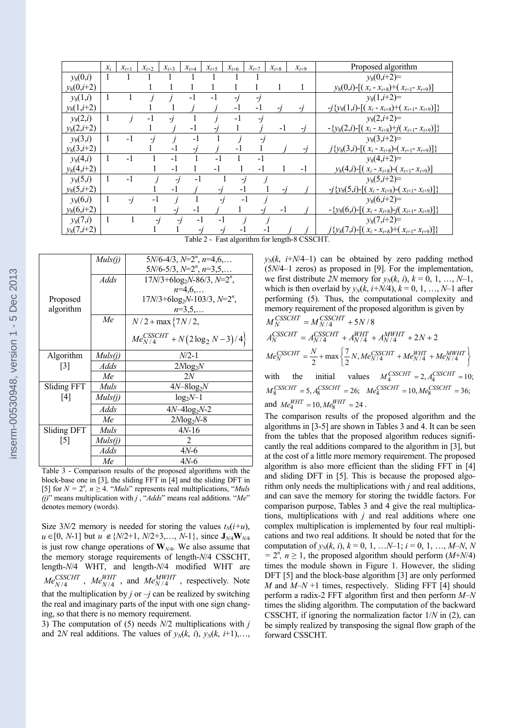| | $x_i$ | $x_{i+1}$ | $x_{i+2}$ | $x_{i+3}$ | $x_{i+4}$ | $x_{i+5}$ | $x_{i+6}$ | $x_{i+7}$ | $x_{i+8}$ | $x_{i+9}$ | Proposed algorithm |
|---|---|---|---|---|---|---|---|---|---|---|---|
| $y_8(0,i)$ | 1 | 1 | 1 | 1 | 1 | 1 | 1 | 1 | | | $y_8(0,i+2)=$ |
| $y_8(0,i+2)$ | | | 1 | 1 | 1 | 1 | 1 | 1 | 1 | 1 | $y_8(0,i)-[(x_i-x_{i+8})+(x_{i+1}-x_{i+9})]$ |
| $y_8(1,i)$ | 1 | 1 | $j$ | $j$ | -1 | -1 | $-j$ | $-j$ | | | $y_8(1,i+2)=$ |
| $y_8(1,i+2)$ | | | 1 | 1 | $j$ | $j$ | -1 | -1 | $-j$ | $-j$ | $-j\{y_8(1,i)-[(x_i-x_{i+8})+(x_{i+1}-x_{i+9})]\}$ |
| $y_8(2,i)$ | 1 | $j$ | -1 | $-j$ | 1 | $j$ | -1 | $-j$ | | | $y_8(2,i+2)=$ |
| $y_8(2,i+2)$ | | | 1 | $j$ | -1 | $-j$ | 1 | $j$ | -1 | $-j$ | $-\{y_8(2,i)-[(x_i-x_{i+8})+j(x_{i+1}-x_{i+9})]\}$ |
| $y_8(3,i)$ | 1 | -1 | $-j$ | $j$ | -1 | 1 | $j$ | $-j$ | | | $y_8(3,i+2)=$ |
| $y_8(3,i+2)$ | | | 1 | -1 | $-j$ | $j$ | -1 | 1 | $j$ | $-j$ | $j\{y_8(3,i)-[(x_i-x_{i+8})-(x_{i+1}-x_{i+9})]\}$ |
| $y_8(4,i)$ | 1 | -1 | 1 | -1 | 1 | -1 | 1 | -1 | | | $y_8(4,i+2)=$ |
| $y_8(4,i+2)$ | | | 1 | -1 | 1 | -1 | 1 | -1 | 1 | -1 | $y_8(4,i)-[(x_i-x_{i+8})-(x_{i+1}-x_{i+9})]$ |
| $y_8(5,i)$ | 1 | -1 | $j$ | $-j$ | -1 | 1 | $-j$ | $j$ | | | $y_8(5,i+2)=$ |
| $y_8(5,i+2)$ | | | 1 | -1 | $j$ | $-j$ | -1 | 1 | $-j$ | $j$ | $-j\{y_8(5,i)-[(x_i-x_{i+8})-(x_{i+1}-x_{i+9})]\}$ |
| $y_8(6,i)$ | 1 | $-j$ | -1 | $j$ | 1 | $-j$ | -1 | $j$ | | | $y_8(6,i+2)=$ |
| $y_8(6,i+2)$ | | | 1 | $-j$ | -1 | $j$ | 1 | $-j$ | -1 | $j$ | $-\{y_8(6,i)-[(x_i-x_{i+8})-j(x_{i+1}-x_{i+9})]\}$ |
| $y_8(7,i)$ | 1 | 1 | $-j$ | $-j$ | -1 | -1 | $j$ | $j$ | | | $y_8(7,i+2)=$ |
| $y_8(7,i+2)$ | | | 1 | 1 | $-j$ | $-j$ | -1 | -1 | $j$ | $j$ | $j\{y_8(7,i)-[(x_i-x_{i+8})+(x_{i+1}-x_{i+9})]\}$ |

Table 2 - Fast algorithm for length-8 CSSCHT.

| | | |
|---|---|---|
| Proposed algorithm | *Muls(j)* | $5N/6-4/3$, $N=2^n$, $n=4,6,\ldots$<br>$5N/6-5/3$, $N=2^n$, $n=3,5,\ldots$ |
| | *Adds* | $17N/3+6\log_2 N-86/3$, $N=2^n$, $n=4,6,\ldots$<br>$17N/3+6\log_2 N-103/3$, $N=2^n$, $n=3,5,\ldots$ |
| | *Me* | $N/2+\max\left\{7N/2,\ Me_{N/4}^{CSSCHT}+N\left(2\log_2 N-3\right)/4\right\}$ |
| Algorithm [3] | *Muls(j)* | $N/2-1$ |
| | *Adds* | $2N\log_2 N$ |
| | *Me* | $2N$ |
| Sliding FFT [4] | *Muls* | $4N-8\log_2 N$ |
| | *Muls(j)* | $\log_2 N-1$ |
| | *Adds* | $4N-4\log_2 N-2$ |
| | *Me* | $2N\log_2 N-8$ |
| Sliding DFT [5] | *Muls* | $4N-16$ |
| | *Muls(j)* | 2 |
| | *Adds* | $4N-6$ |
| | *Me* | $4N-6$ |

Table 3 - Comparison results of the proposed algorithms with the block-base one in [3], the sliding FFT in [4] and the sliding DFT in [5] for $N = 2^n$, $n \geq 4$. "*Muls*" represents real multiplications, "*Muls (j)*" means multiplication with $j$, "*Adds*" means real additions. "*Me*" denotes memory (words).

Size $3N/2$ memory is needed for storing the values $t_N(i+u)$, $u \in [0, N-1]$ but $u \notin \{N/2+1, N/2+3, \ldots, N-1\}$, since $\mathbf{J}_{N/4}\mathbf{W}_{N/4}$ is just row change operations of $\mathbf{W}_{N/4}$. We also assume that the memory storage requirements of length-$N/4$ CSSCHT, length-$N/4$ WHT, and length-$N/4$ modified WHT are $Me_{N/4}^{CSSCHT}$, $Me_{N/4}^{WHT}$, and $Me_{N/4}^{MWHT}$, respectively. Note that the multiplication by $j$ or $-j$ can be realized by switching the real and imaginary parts of the input with one sign changing, so that there is no memory requirement.

3) The computation of (5) needs $N/2$ multiplications with $j$ and $2N$ real additions. The values of $y_N(k, i)$, $y_N(k, i+1), \ldots, y_N(k, i+N/4-1)$ can be obtained by zero padding method ($5N/4-1$ zeros) as proposed in [9]. For the implementation, we first distribute $2N$ memory for $y_N(k, i)$, $k = 0, 1, \ldots, N-1$, which is then overlaid by $y_N(k, i+N/4)$, $k = 0, 1, \ldots, N-1$ after performing (5). Thus, the computational complexity and memory requirement of the proposed algorithm is given by

$$M_N^{CSSCHT} = M_{N/4}^{CSSCHT} + 5N/8$$

$$A_N^{CSSCHT} = A_{N/4}^{CSSCHT} + A_{N/4}^{WHT} + A_{N/4}^{MWHT} + 2N + 2$$

$$Me_N^{CSSCHT} = \frac{N}{2} + \max\left\{\frac{7}{2}N, Me_{N/4}^{CSSCHT} + Me_{N/4}^{WHT} + Me_{N/4}^{MWHT}\right\}$$

with the initial values $M_4^{CSSCHT} = 2, A_4^{CSSCHT} = 10$; $M_8^{CSSCHT} = 5, A_8^{CSSCHT} = 26$; $Me_4^{CSSCHT} = 10, Me_8^{CSSCHT} = 36$; and $Me_4^{WHT} = 10, Me_8^{WHT} = 24$.

The comparison results of the proposed algorithm and the algorithms in [3-5] are shown in Tables 3 and 4. It can be seen from the tables that the proposed algorithm reduces significantly the real additions compared to the algorithm in [3], but at the cost of a little more memory requirement. The proposed algorithm is also more efficient than the sliding FFT in [4] and sliding DFT in [5]. This is because the proposed algorithm only needs the multiplications with $j$ and real additions, and can save the memory for storing the twiddle factors. For comparison purpose, Tables 3 and 4 give the real multiplications, multiplications with $j$ and real additions where one complex multiplication is implemented by four real multiplications and two real additions. It should be noted that for the computation of $y_N(k, i)$, $k = 0, 1, \ldots N-1$; $i = 0, 1, \ldots, M-N$, $N = 2^n$, $n \geq 1$, the proposed algorithm should perform $(M+N/4)$ times the module shown in Figure 1. However, the sliding DFT [5] and the block-base algorithm [3] are only performed $M$ and $M-N+1$ times, respectively. Sliding FFT [4] should perform a radix-2 FFT algorithm first and then perform $M-N$ times the sliding algorithm. The computation of the backward CSSCHT, if ignoring the normalization factor $1/N$ in (2), can be simply realized by transposing the signal flow graph of the forward CSSCHT.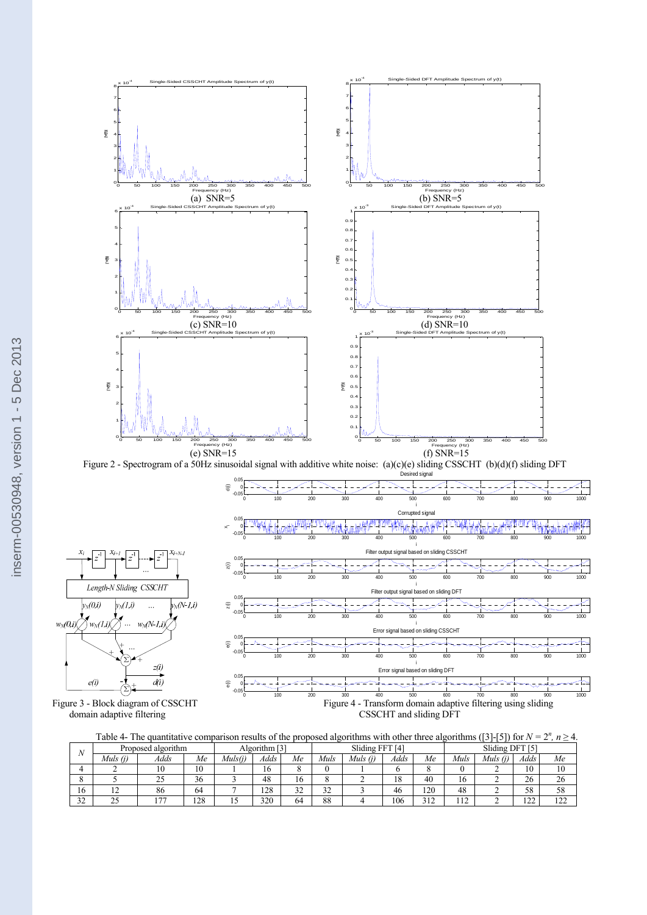Figure 2 - Spectrogram of a 50Hz sinusoidal signal with additive white noise: (a)(c)(e) sliding CSSCHT (b)(d)(f) sliding DFT

Figure 3 - Block diagram of CSSCHT domain adaptive filtering

Figure 4 - Transform domain adaptive filtering using sliding CSSCHT and sliding DFT

Table 4- The quantitative comparison results of the proposed algorithms with other three algorithms ([3]-[5]) for $N = 2^n$, $n \geq 4$.

| $N$ | Proposed algorithm | | | Algorithm [3] | | | Sliding FFT [4] | | | | Sliding DFT [5] | | | |
|---|---|---|---|---|---|---|---|---|---|---|---|---|---|---|
| | *Muls (j)* | *Adds* | *Me* | *Muls(j)* | *Adds* | *Me* | *Muls* | *Muls (j)* | *Adds* | *Me* | *Muls* | *Muls (j)* | *Adds* | *Me* |
| 4 | 2 | 10 | 10 | 1 | 16 | 8 | 0 | 1 | 6 | 8 | 0 | 2 | 10 | 10 |
| 8 | 5 | 25 | 36 | 3 | 48 | 16 | 8 | 2 | 18 | 40 | 16 | 2 | 26 | 26 |
| 16 | 12 | 86 | 64 | 7 | 128 | 32 | 32 | 3 | 46 | 120 | 48 | 2 | 58 | 58 |
| 32 | 25 | 177 | 128 | 15 | 320 | 64 | 88 | 4 | 106 | 312 | 112 | 2 | 122 | 122 |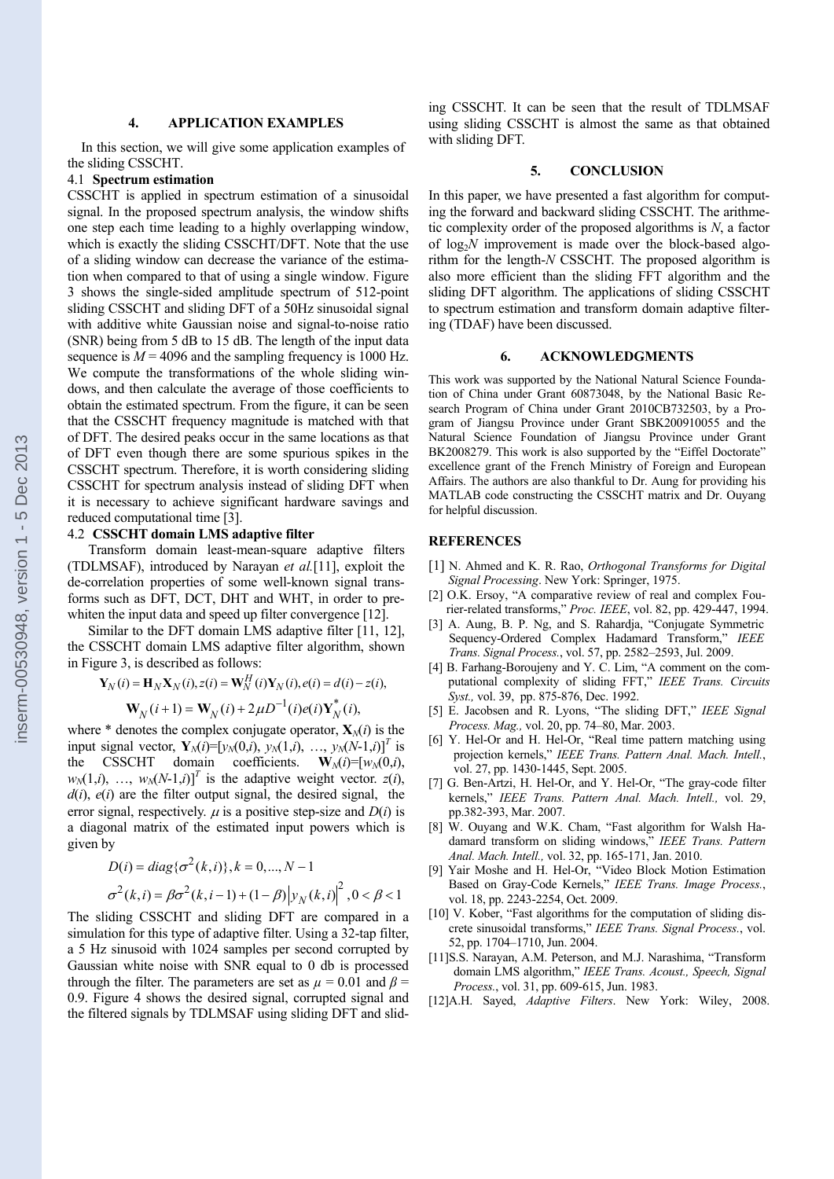## 4. APPLICATION EXAMPLES

In this section, we will give some application examples of the sliding CSSCHT.

### 4.1 Spectrum estimation

CSSCHT is applied in spectrum estimation of a sinusoidal signal. In the proposed spectrum analysis, the window shifts one step each time leading to a highly overlapping window, which is exactly the sliding CSSCHT/DFT. Note that the use of a sliding window can decrease the variance of the estimation when compared to that of using a single window. Figure 3 shows the single-sided amplitude spectrum of 512-point sliding CSSCHT and sliding DFT of a 50Hz sinusoidal signal with additive white Gaussian noise and signal-to-noise ratio (SNR) being from 5 dB to 15 dB. The length of the input data sequence is $M = 4096$ and the sampling frequency is 1000 Hz. We compute the transformations of the whole sliding windows, and then calculate the average of those coefficients to obtain the estimated spectrum. From the figure, it can be seen that the CSSCHT frequency magnitude is matched with that of DFT. The desired peaks occur in the same locations as that of DFT even though there are some spurious spikes in the CSSCHT spectrum. Therefore, it is worth considering sliding CSSCHT for spectrum analysis instead of sliding DFT when it is necessary to achieve significant hardware savings and reduced computational time [3].

### 4.2 CSSCHT domain LMS adaptive filter

Transform domain least-mean-square adaptive filters (TDLMSAF), introduced by Narayan *et al.*[11], exploit the de-correlation properties of some well-known signal transforms such as DFT, DCT, DHT and WHT, in order to pre-whiten the input data and speed up filter convergence [12].

Similar to the DFT domain LMS adaptive filter [11, 12], the CSSCHT domain LMS adaptive filter algorithm, shown in Figure 3, is described as follows:

$$\mathbf{Y}_N(i) = \mathbf{H}_N \mathbf{X}_N(i), z(i) = \mathbf{W}_N^H(i)\mathbf{Y}_N(i), e(i) = d(i) - z(i),$$

$$\mathbf{W}_N(i+1) = \mathbf{W}_N(i) + 2\mu D^{-1}(i)e(i)\mathbf{Y}_N^*(i),$$

where * denotes the complex conjugate operator, $\mathbf{X}_N(i)$ is the input signal vector, $\mathbf{Y}_N(i)=[y_N(0,i), y_N(1,i), \ldots, y_N(N\text{-}1,i)]^T$ is the CSSCHT domain coefficients. $\mathbf{W}_N(i)=[w_N(0,i), w_N(1,i), \ldots, w_N(N\text{-}1,i)]^T$ is the adaptive weight vector. $z(i)$, $d(i)$, $e(i)$ are the filter output signal, the desired signal, the error signal, respectively. $\mu$ is a positive step-size and $D(i)$ is a diagonal matrix of the estimated input powers which is given by

$$D(i) = diag\{\sigma^2(k,i)\}, k = 0,\ldots,N-1$$

$$\sigma^2(k,i) = \beta\sigma^2(k,i-1) + (1-\beta)\left|y_N(k,i)\right|^2, 0 < \beta < 1$$

The sliding CSSCHT and sliding DFT are compared in a simulation for this type of adaptive filter. Using a 32-tap filter, a 5 Hz sinusoid with 1024 samples per second corrupted by Gaussian white noise with SNR equal to 0 db is processed through the filter. The parameters are set as $\mu = 0.01$ and $\beta = 0.9$. Figure 4 shows the desired signal, corrupted signal and the filtered signals by TDLMSAF using sliding DFT and sliding CSSCHT. It can be seen that the result of TDLMSAF using sliding CSSCHT is almost the same as that obtained with sliding DFT.

## 5. CONCLUSION

In this paper, we have presented a fast algorithm for computing the forward and backward sliding CSSCHT. The arithmetic complexity order of the proposed algorithms is $N$, a factor of $\log_2 N$ improvement is made over the block-based algorithm for the length-$N$ CSSCHT. The proposed algorithm is also more efficient than the sliding FFT algorithm and the sliding DFT algorithm. The applications of sliding CSSCHT to spectrum estimation and transform domain adaptive filtering (TDAF) have been discussed.

## 6. ACKNOWLEDGMENTS

This work was supported by the National Natural Science Foundation of China under Grant 60873048, by the National Basic Research Program of China under Grant 2010CB732503, by a Program of Jiangsu Province under Grant SBK200910055 and the Natural Science Foundation of Jiangsu Province under Grant BK2008279. This work is also supported by the "Eiffel Doctorate" excellence grant of the French Ministry of Foreign and European Affairs. The authors are also thankful to Dr. Aung for providing his MATLAB code constructing the CSSCHT matrix and Dr. Ouyang for helpful discussion.

## REFERENCES

[1] N. Ahmed and K. R. Rao, *Orthogonal Transforms for Digital Signal Processing*. New York: Springer, 1975.

[2] O.K. Ersoy, "A comparative review of real and complex Fourier-related transforms," *Proc. IEEE*, vol. 82, pp. 429-447, 1994.

[3] A. Aung, B. P. Ng, and S. Rahardja, "Conjugate Symmetric Sequency-Ordered Complex Hadamard Transform," *IEEE Trans. Signal Process.*, vol. 57, pp. 2582–2593, Jul. 2009.

[4] B. Farhang-Boroujeny and Y. C. Lim, "A comment on the computational complexity of sliding FFT," *IEEE Trans. Circuits Syst.,* vol. 39, pp. 875-876, Dec. 1992.

[5] E. Jacobsen and R. Lyons, "The sliding DFT," *IEEE Signal Process. Mag.,* vol. 20, pp. 74–80, Mar. 2003.

[6] Y. Hel-Or and H. Hel-Or, "Real time pattern matching using projection kernels," *IEEE Trans. Pattern Anal. Mach. Intell.*, vol. 27, pp. 1430-1445, Sept. 2005.

[7] G. Ben-Artzi, H. Hel-Or, and Y. Hel-Or, "The gray-code filter kernels," *IEEE Trans. Pattern Anal. Mach. Intell.,* vol. 29, pp.382-393, Mar. 2007.

[8] W. Ouyang and W.K. Cham, "Fast algorithm for Walsh Hadamard transform on sliding windows," *IEEE Trans. Pattern Anal. Mach. Intell.,* vol. 32, pp. 165-171, Jan. 2010.

[9] Yair Moshe and H. Hel-Or, "Video Block Motion Estimation Based on Gray-Code Kernels," *IEEE Trans. Image Process.*, vol. 18, pp. 2243-2254, Oct. 2009.

[10] V. Kober, "Fast algorithms for the computation of sliding discrete sinusoidal transforms," *IEEE Trans. Signal Process.*, vol. 52, pp. 1704–1710, Jun. 2004.

[11] S.S. Narayan, A.M. Peterson, and M.J. Narashima, "Transform domain LMS algorithm," *IEEE Trans. Acoust., Speech, Signal Process.*, vol. 31, pp. 609-615, Jun. 1983.

[12] A.H. Sayed, *Adaptive Filters*. New York: Wiley, 2008.